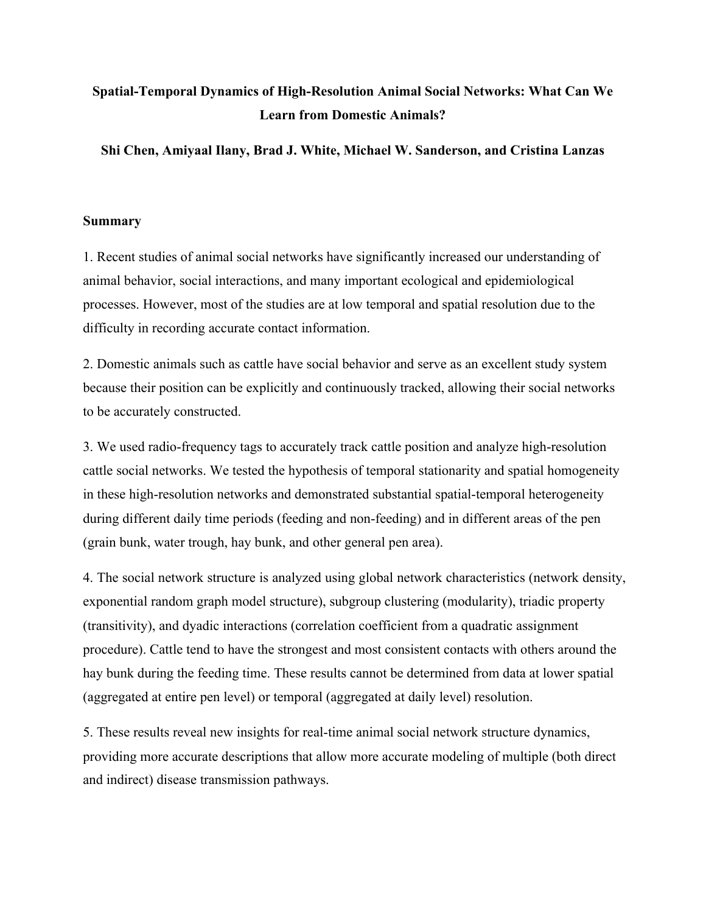# Spatial-Temporal Dynamics of High-Resolution Animal Social Networks: What Can We Learn from Domestic Animals?

**Shi Chen, Amiyaal Ilany, Brad J. White, Michael W. Sanderson, and Cristina Lanzas**

## Summary

1. Recent studies of animal social networks have significantly increased our understanding of animal behavior, social interactions, and many important ecological and epidemiological processes. However, most of the studies are at low temporal and spatial resolution due to the difficulty in recording accurate contact information.

2. Domestic animals such as cattle have social behavior and serve as an excellent study system because their position can be explicitly and continuously tracked, allowing their social networks to be accurately constructed.

3. We used radio-frequency tags to accurately track cattle position and analyze high-resolution cattle social networks. We tested the hypothesis of temporal stationarity and spatial homogeneity in these high-resolution networks and demonstrated substantial spatial-temporal heterogeneity during different daily time periods (feeding and non-feeding) and in different areas of the pen (grain bunk, water trough, hay bunk, and other general pen area).

4. The social network structure is analyzed using global network characteristics (network density, exponential random graph model structure), subgroup clustering (modularity), triadic property (transitivity), and dyadic interactions (correlation coefficient from a quadratic assignment procedure). Cattle tend to have the strongest and most consistent contacts with others around the hay bunk during the feeding time. These results cannot be determined from data at lower spatial (aggregated at entire pen level) or temporal (aggregated at daily level) resolution.

5. These results reveal new insights for real-time animal social network structure dynamics, providing more accurate descriptions that allow more accurate modeling of multiple (both direct and indirect) disease transmission pathways.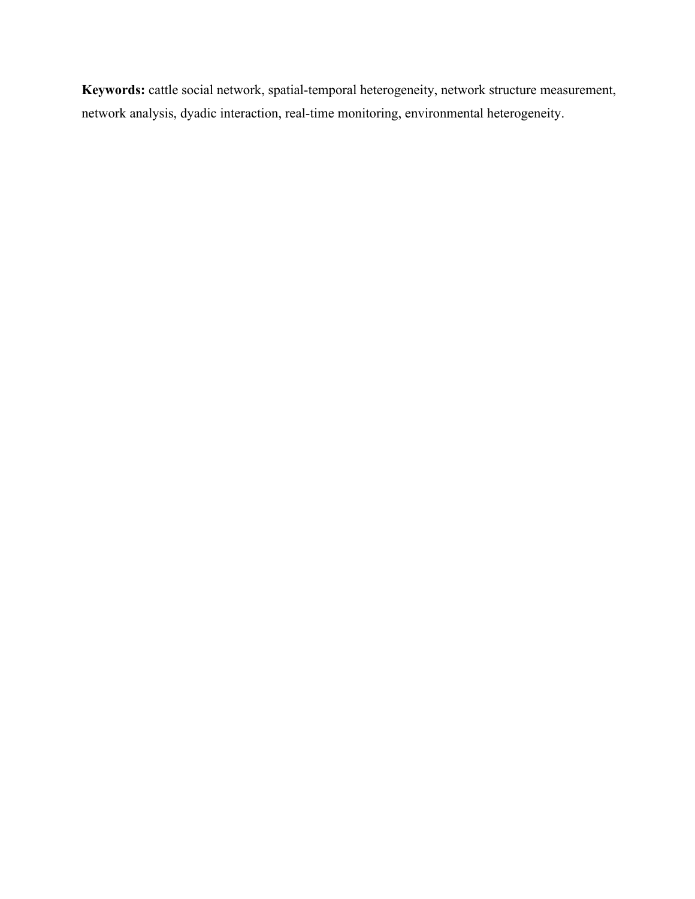**Keywords:** cattle social network, spatial-temporal heterogeneity, network structure measurement, network analysis, dyadic interaction, real-time monitoring, environmental heterogeneity.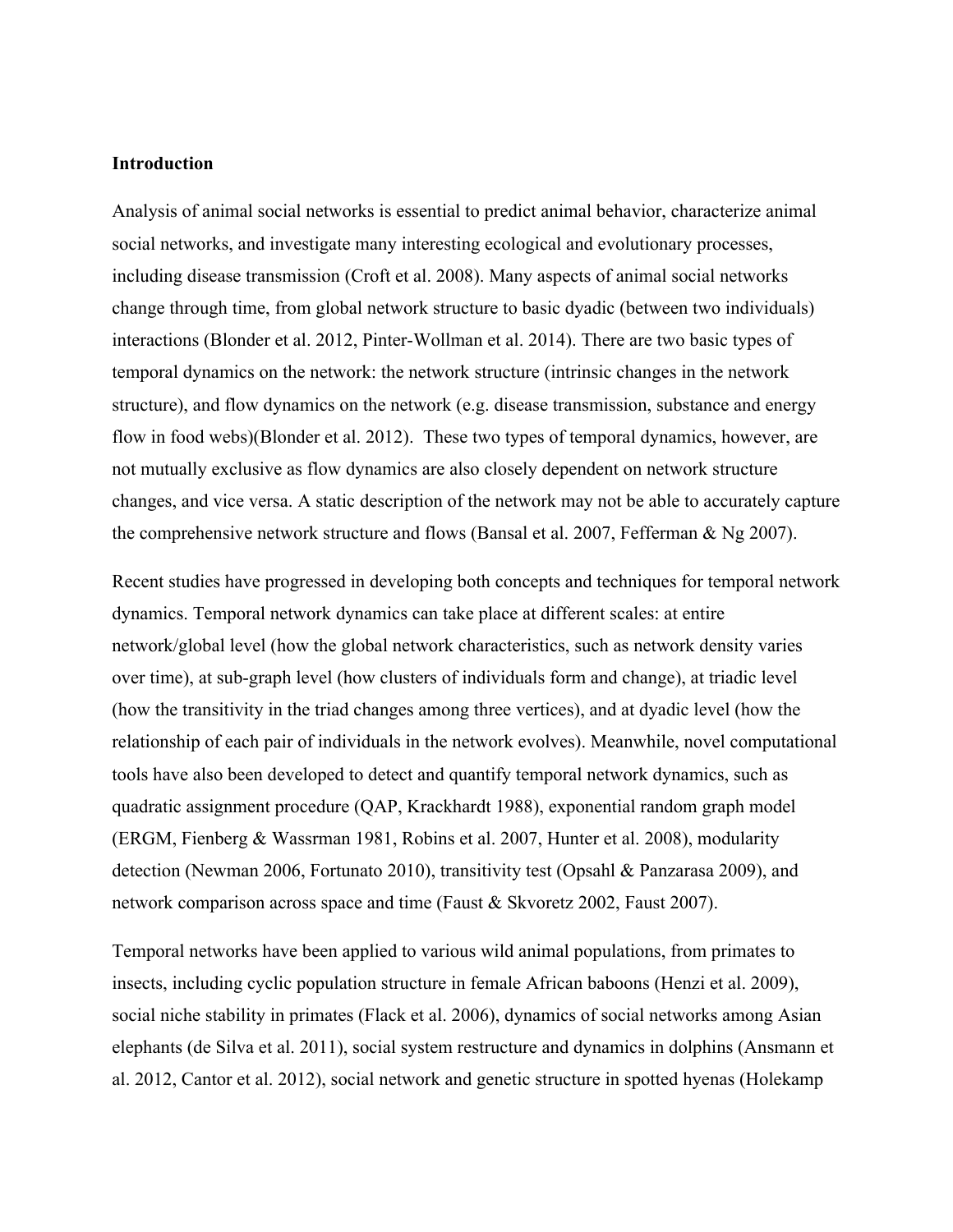**Introduction**

Analysis of animal social networks is essential to predict animal behavior, characterize animal social networks, and investigate many interesting ecological and evolutionary processes, including disease transmission (Croft et al. 2008). Many aspects of animal social networks change through time, from global network structure to basic dyadic (between two individuals) interactions (Blonder et al. 2012, Pinter-Wollman et al. 2014). There are two basic types of temporal dynamics on the network: the network structure (intrinsic changes in the network structure), and flow dynamics on the network (e.g. disease transmission, substance and energy flow in food webs)(Blonder et al. 2012). These two types of temporal dynamics, however, are not mutually exclusive as flow dynamics are also closely dependent on network structure changes, and vice versa. A static description of the network may not be able to accurately capture the comprehensive network structure and flows (Bansal et al. 2007, Fefferman & Ng 2007).

Recent studies have progressed in developing both concepts and techniques for temporal network dynamics. Temporal network dynamics can take place at different scales: at entire network/global level (how the global network characteristics, such as network density varies over time), at sub-graph level (how clusters of individuals form and change), at triadic level (how the transitivity in the triad changes among three vertices), and at dyadic level (how the relationship of each pair of individuals in the network evolves). Meanwhile, novel computational tools have also been developed to detect and quantify temporal network dynamics, such as quadratic assignment procedure (QAP, Krackhardt 1988), exponential random graph model (ERGM, Fienberg & Wassrman 1981, Robins et al. 2007, Hunter et al. 2008), modularity detection (Newman 2006, Fortunato 2010), transitivity test (Opsahl & Panzarasa 2009), and network comparison across space and time (Faust & Skvoretz 2002, Faust 2007).

Temporal networks have been applied to various wild animal populations, from primates to insects, including cyclic population structure in female African baboons (Henzi et al. 2009), social niche stability in primates (Flack et al. 2006), dynamics of social networks among Asian elephants (de Silva et al. 2011), social system restructure and dynamics in dolphins (Ansmann et al. 2012, Cantor et al. 2012), social network and genetic structure in spotted hyenas (Holekamp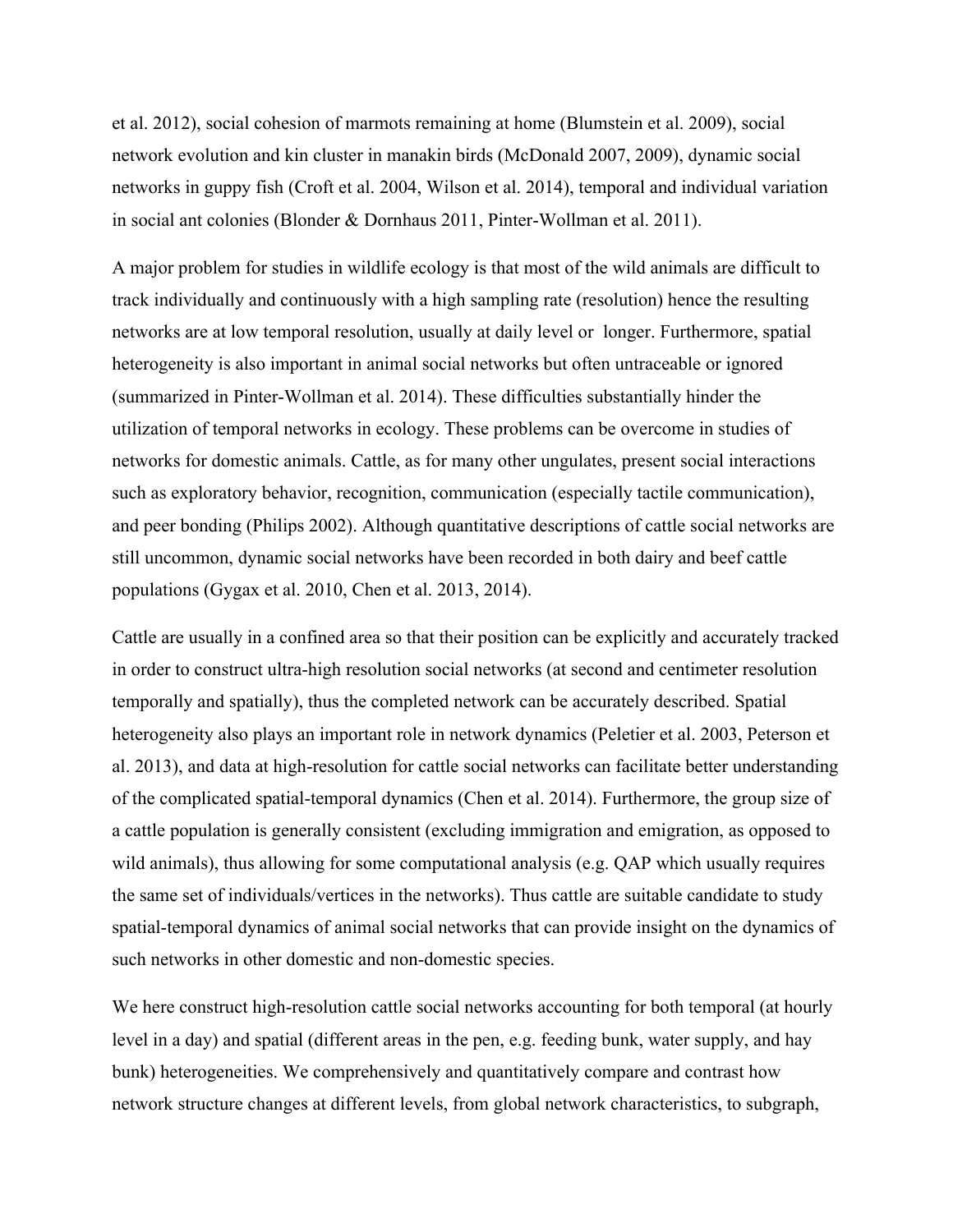et al. 2012), social cohesion of marmots remaining at home (Blumstein et al. 2009), social network evolution and kin cluster in manakin birds (McDonald 2007, 2009), dynamic social networks in guppy fish (Croft et al. 2004, Wilson et al. 2014), temporal and individual variation in social ant colonies (Blonder & Dornhaus 2011, Pinter-Wollman et al. 2011).

A major problem for studies in wildlife ecology is that most of the wild animals are difficult to track individually and continuously with a high sampling rate (resolution) hence the resulting networks are at low temporal resolution, usually at daily level or longer. Furthermore, spatial heterogeneity is also important in animal social networks but often untraceable or ignored (summarized in Pinter-Wollman et al. 2014). These difficulties substantially hinder the utilization of temporal networks in ecology. These problems can be overcome in studies of networks for domestic animals. Cattle, as for many other ungulates, present social interactions such as exploratory behavior, recognition, communication (especially tactile communication), and peer bonding (Philips 2002). Although quantitative descriptions of cattle social networks are still uncommon, dynamic social networks have been recorded in both dairy and beef cattle populations (Gygax et al. 2010, Chen et al. 2013, 2014).

Cattle are usually in a confined area so that their position can be explicitly and accurately tracked in order to construct ultra-high resolution social networks (at second and centimeter resolution temporally and spatially), thus the completed network can be accurately described. Spatial heterogeneity also plays an important role in network dynamics (Peletier et al. 2003, Peterson et al. 2013), and data at high-resolution for cattle social networks can facilitate better understanding of the complicated spatial-temporal dynamics (Chen et al. 2014). Furthermore, the group size of a cattle population is generally consistent (excluding immigration and emigration, as opposed to wild animals), thus allowing for some computational analysis (e.g. QAP which usually requires the same set of individuals/vertices in the networks). Thus cattle are suitable candidate to study spatial-temporal dynamics of animal social networks that can provide insight on the dynamics of such networks in other domestic and non-domestic species.

We here construct high-resolution cattle social networks accounting for both temporal (at hourly level in a day) and spatial (different areas in the pen, e.g. feeding bunk, water supply, and hay bunk) heterogeneities. We comprehensively and quantitatively compare and contrast how network structure changes at different levels, from global network characteristics, to subgraph,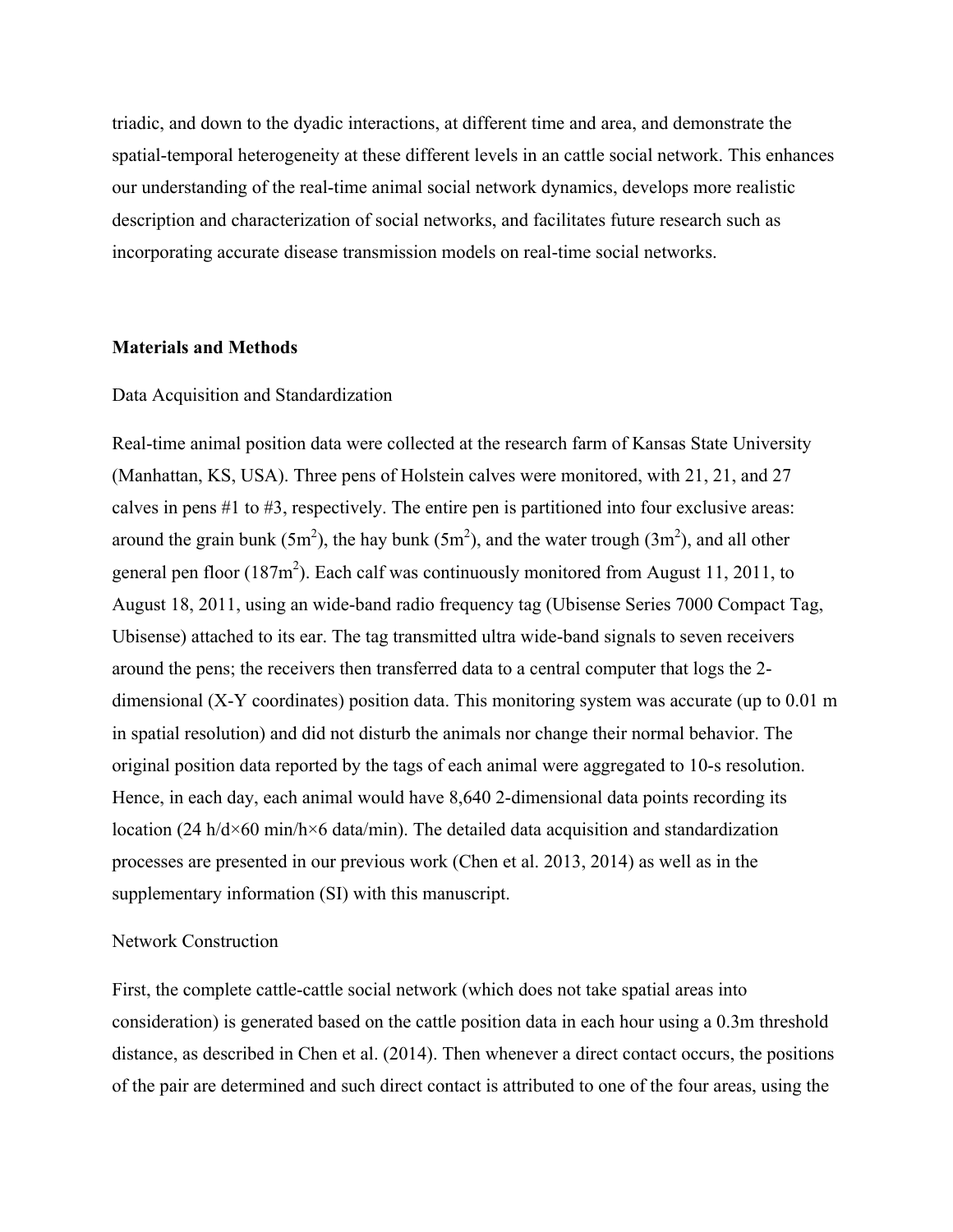triadic, and down to the dyadic interactions, at different time and area, and demonstrate the spatial-temporal heterogeneity at these different levels in an cattle social network. This enhances our understanding of the real-time animal social network dynamics, develops more realistic description and characterization of social networks, and facilitates future research such as incorporating accurate disease transmission models on real-time social networks.

## Materials and Methods

### Data Acquisition and Standardization

Real-time animal position data were collected at the research farm of Kansas State University (Manhattan, KS, USA). Three pens of Holstein calves were monitored, with 21, 21, and 27 calves in pens #1 to #3, respectively. The entire pen is partitioned into four exclusive areas: around the grain bunk ($5m^2$), the hay bunk ($5m^2$), and the water trough ($3m^2$), and all other general pen floor ($187m^2$). Each calf was continuously monitored from August 11, 2011, to August 18, 2011, using an wide-band radio frequency tag (Ubisense Series 7000 Compact Tag, Ubisense) attached to its ear. The tag transmitted ultra wide-band signals to seven receivers around the pens; the receivers then transferred data to a central computer that logs the 2-dimensional (X-Y coordinates) position data. This monitoring system was accurate (up to 0.01 m in spatial resolution) and did not disturb the animals nor change their normal behavior. The original position data reported by the tags of each animal were aggregated to 10-s resolution. Hence, in each day, each animal would have 8,640 2-dimensional data points recording its location (24 h/d×60 min/h×6 data/min). The detailed data acquisition and standardization processes are presented in our previous work (Chen et al. 2013, 2014) as well as in the supplementary information (SI) with this manuscript.

### Network Construction

First, the complete cattle-cattle social network (which does not take spatial areas into consideration) is generated based on the cattle position data in each hour using a 0.3m threshold distance, as described in Chen et al. (2014). Then whenever a direct contact occurs, the positions of the pair are determined and such direct contact is attributed to one of the four areas, using the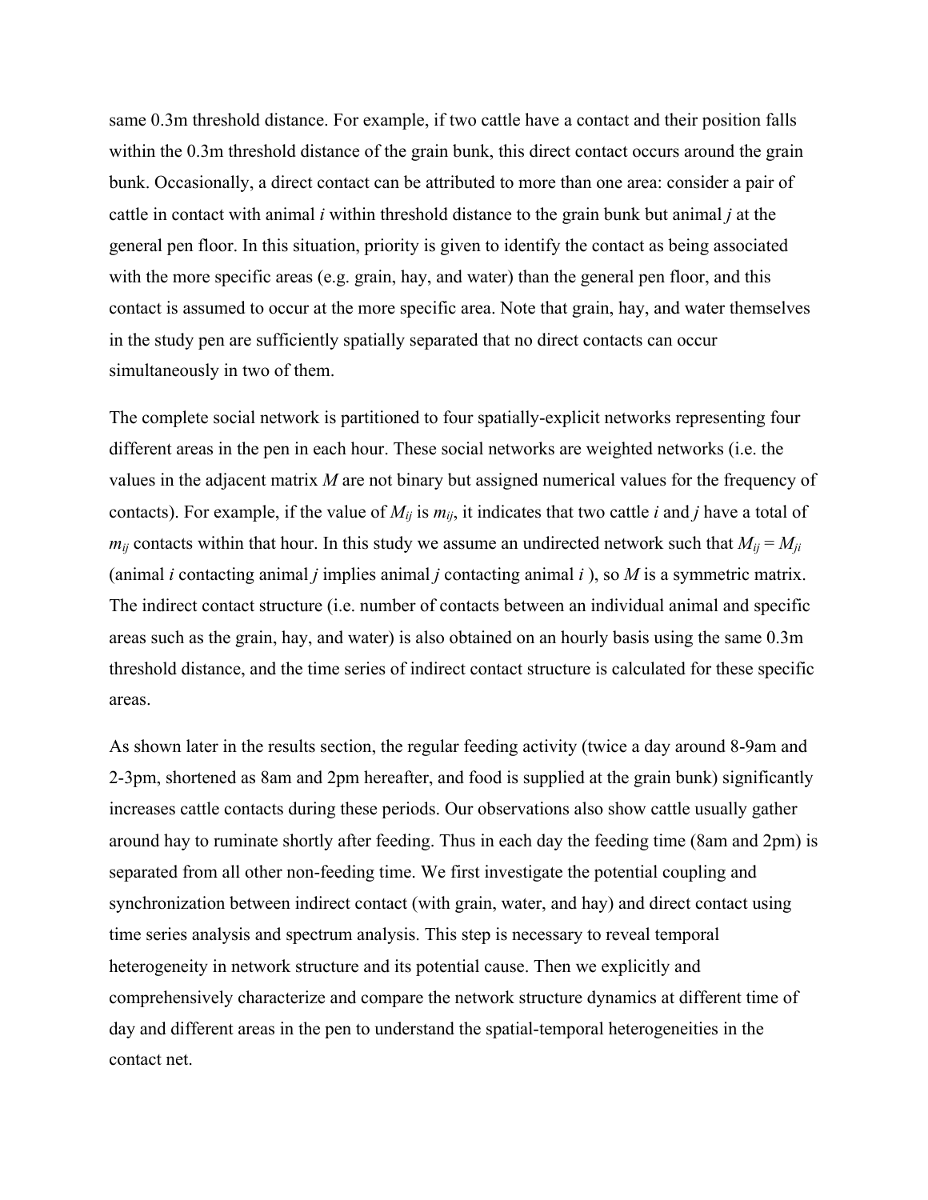same 0.3m threshold distance. For example, if two cattle have a contact and their position falls within the 0.3m threshold distance of the grain bunk, this direct contact occurs around the grain bunk. Occasionally, a direct contact can be attributed to more than one area: consider a pair of cattle in contact with animal *i* within threshold distance to the grain bunk but animal *j* at the general pen floor. In this situation, priority is given to identify the contact as being associated with the more specific areas (e.g. grain, hay, and water) than the general pen floor, and this contact is assumed to occur at the more specific area. Note that grain, hay, and water themselves in the study pen are sufficiently spatially separated that no direct contacts can occur simultaneously in two of them.

The complete social network is partitioned to four spatially-explicit networks representing four different areas in the pen in each hour. These social networks are weighted networks (i.e. the values in the adjacent matrix $M$ are not binary but assigned numerical values for the frequency of contacts). For example, if the value of $M_{ij}$ is $m_{ij}$, it indicates that two cattle $i$ and $j$ have a total of $m_{ij}$ contacts within that hour. In this study we assume an undirected network such that $M_{ij} = M_{ji}$ (animal $i$ contacting animal $j$ implies animal $j$ contacting animal $i$ ), so $M$ is a symmetric matrix. The indirect contact structure (i.e. number of contacts between an individual animal and specific areas such as the grain, hay, and water) is also obtained on an hourly basis using the same 0.3m threshold distance, and the time series of indirect contact structure is calculated for these specific areas.

As shown later in the results section, the regular feeding activity (twice a day around 8-9am and 2-3pm, shortened as 8am and 2pm hereafter, and food is supplied at the grain bunk) significantly increases cattle contacts during these periods. Our observations also show cattle usually gather around hay to ruminate shortly after feeding. Thus in each day the feeding time (8am and 2pm) is separated from all other non-feeding time. We first investigate the potential coupling and synchronization between indirect contact (with grain, water, and hay) and direct contact using time series analysis and spectrum analysis. This step is necessary to reveal temporal heterogeneity in network structure and its potential cause. Then we explicitly and comprehensively characterize and compare the network structure dynamics at different time of day and different areas in the pen to understand the spatial-temporal heterogeneities in the contact net.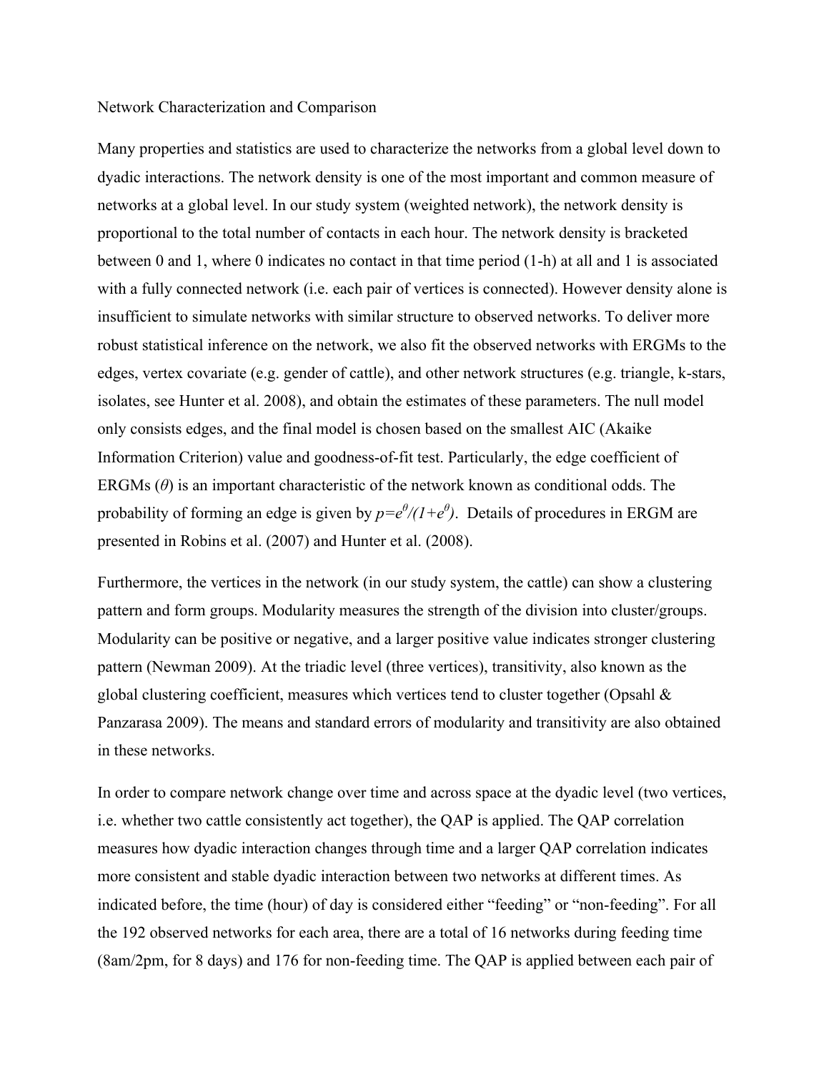Network Characterization and Comparison

Many properties and statistics are used to characterize the networks from a global level down to dyadic interactions. The network density is one of the most important and common measure of networks at a global level. In our study system (weighted network), the network density is proportional to the total number of contacts in each hour. The network density is bracketed between 0 and 1, where 0 indicates no contact in that time period (1-h) at all and 1 is associated with a fully connected network (i.e. each pair of vertices is connected). However density alone is insufficient to simulate networks with similar structure to observed networks. To deliver more robust statistical inference on the network, we also fit the observed networks with ERGMs to the edges, vertex covariate (e.g. gender of cattle), and other network structures (e.g. triangle, k-stars, isolates, see Hunter et al. 2008), and obtain the estimates of these parameters. The null model only consists edges, and the final model is chosen based on the smallest AIC (Akaike Information Criterion) value and goodness-of-fit test. Particularly, the edge coefficient of ERGMs ($\theta$) is an important characteristic of the network known as conditional odds. The probability of forming an edge is given by $p=e^{\theta}/(1+e^{\theta})$. Details of procedures in ERGM are presented in Robins et al. (2007) and Hunter et al. (2008).

Furthermore, the vertices in the network (in our study system, the cattle) can show a clustering pattern and form groups. Modularity measures the strength of the division into cluster/groups. Modularity can be positive or negative, and a larger positive value indicates stronger clustering pattern (Newman 2009). At the triadic level (three vertices), transitivity, also known as the global clustering coefficient, measures which vertices tend to cluster together (Opsahl & Panzarasa 2009). The means and standard errors of modularity and transitivity are also obtained in these networks.

In order to compare network change over time and across space at the dyadic level (two vertices, i.e. whether two cattle consistently act together), the QAP is applied. The QAP correlation measures how dyadic interaction changes through time and a larger QAP correlation indicates more consistent and stable dyadic interaction between two networks at different times. As indicated before, the time (hour) of day is considered either "feeding" or "non-feeding". For all the 192 observed networks for each area, there are a total of 16 networks during feeding time (8am/2pm, for 8 days) and 176 for non-feeding time. The QAP is applied between each pair of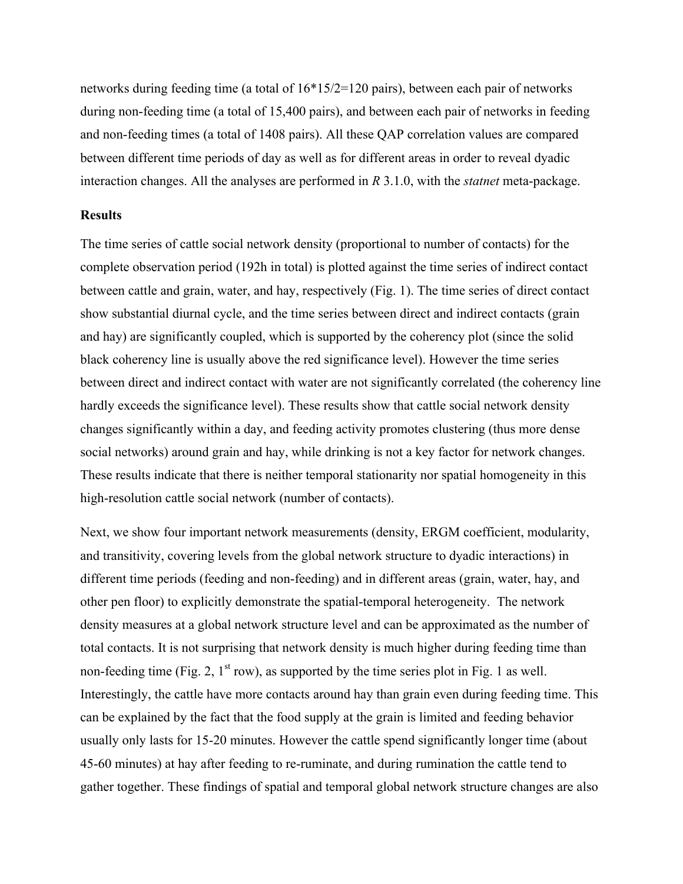networks during feeding time (a total of 16*15/2=120 pairs), between each pair of networks during non-feeding time (a total of 15,400 pairs), and between each pair of networks in feeding and non-feeding times (a total of 1408 pairs). All these QAP correlation values are compared between different time periods of day as well as for different areas in order to reveal dyadic interaction changes. All the analyses are performed in *R* 3.1.0, with the *statnet* meta-package.

**Results**

The time series of cattle social network density (proportional to number of contacts) for the complete observation period (192h in total) is plotted against the time series of indirect contact between cattle and grain, water, and hay, respectively (Fig. 1). The time series of direct contact show substantial diurnal cycle, and the time series between direct and indirect contacts (grain and hay) are significantly coupled, which is supported by the coherency plot (since the solid black coherency line is usually above the red significance level). However the time series between direct and indirect contact with water are not significantly correlated (the coherency line hardly exceeds the significance level). These results show that cattle social network density changes significantly within a day, and feeding activity promotes clustering (thus more dense social networks) around grain and hay, while drinking is not a key factor for network changes. These results indicate that there is neither temporal stationarity nor spatial homogeneity in this high-resolution cattle social network (number of contacts).

Next, we show four important network measurements (density, ERGM coefficient, modularity, and transitivity, covering levels from the global network structure to dyadic interactions) in different time periods (feeding and non-feeding) and in different areas (grain, water, hay, and other pen floor) to explicitly demonstrate the spatial-temporal heterogeneity. The network density measures at a global network structure level and can be approximated as the number of total contacts. It is not surprising that network density is much higher during feeding time than non-feeding time (Fig. 2, 1st row), as supported by the time series plot in Fig. 1 as well. Interestingly, the cattle have more contacts around hay than grain even during feeding time. This can be explained by the fact that the food supply at the grain is limited and feeding behavior usually only lasts for 15-20 minutes. However the cattle spend significantly longer time (about 45-60 minutes) at hay after feeding to re-ruminate, and during rumination the cattle tend to gather together. These findings of spatial and temporal global network structure changes are also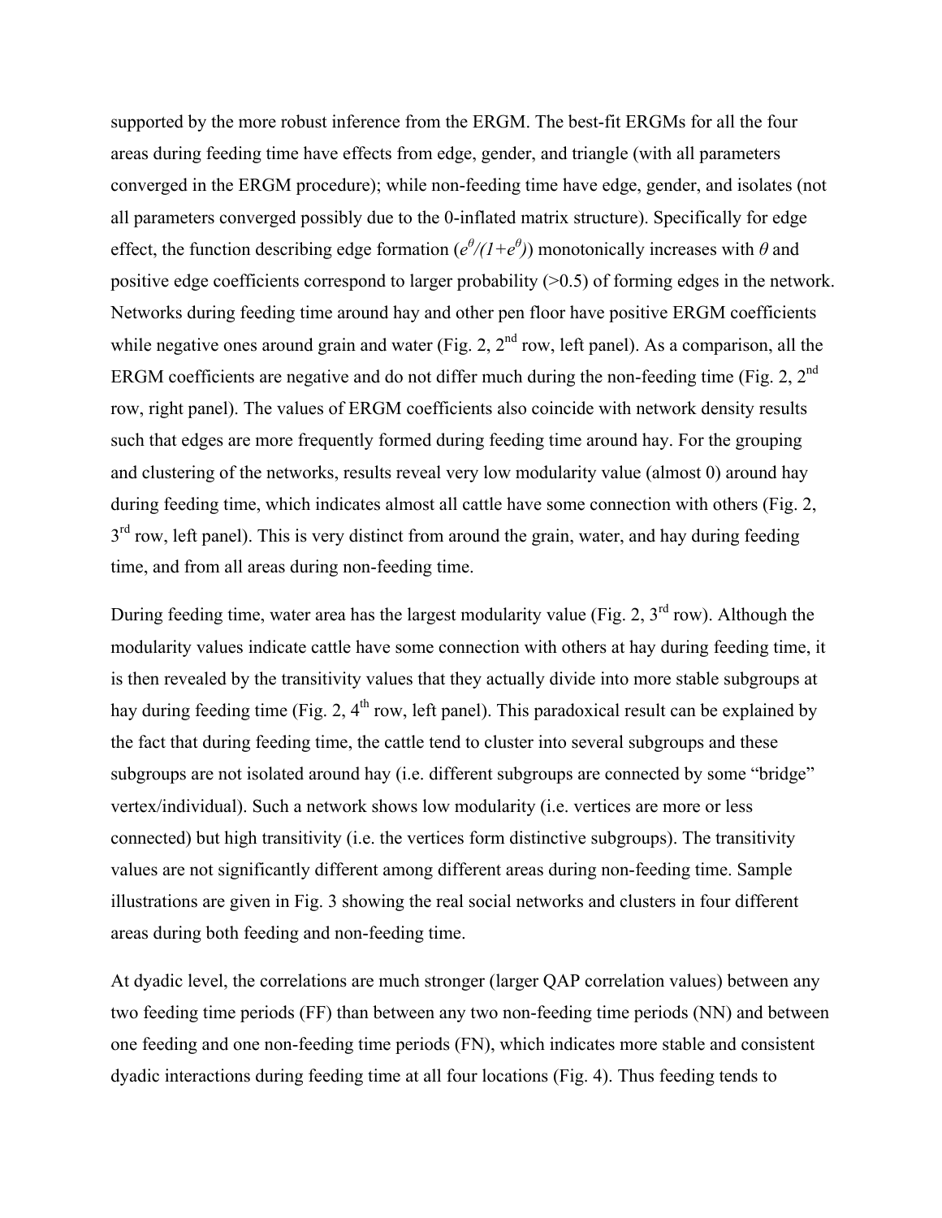supported by the more robust inference from the ERGM. The best-fit ERGMs for all the four areas during feeding time have effects from edge, gender, and triangle (with all parameters converged in the ERGM procedure); while non-feeding time have edge, gender, and isolates (not all parameters converged possibly due to the 0-inflated matrix structure). Specifically for edge effect, the function describing edge formation ($e^{\theta}/(1+e^{\theta})$) monotonically increases with $\theta$ and positive edge coefficients correspond to larger probability (>0.5) of forming edges in the network. Networks during feeding time around hay and other pen floor have positive ERGM coefficients while negative ones around grain and water (Fig. 2, 2nd row, left panel). As a comparison, all the ERGM coefficients are negative and do not differ much during the non-feeding time (Fig. 2, 2nd row, right panel). The values of ERGM coefficients also coincide with network density results such that edges are more frequently formed during feeding time around hay. For the grouping and clustering of the networks, results reveal very low modularity value (almost 0) around hay during feeding time, which indicates almost all cattle have some connection with others (Fig. 2, 3rd row, left panel). This is very distinct from around the grain, water, and hay during feeding time, and from all areas during non-feeding time.

During feeding time, water area has the largest modularity value (Fig. 2, 3rd row). Although the modularity values indicate cattle have some connection with others at hay during feeding time, it is then revealed by the transitivity values that they actually divide into more stable subgroups at hay during feeding time (Fig. 2, 4th row, left panel). This paradoxical result can be explained by the fact that during feeding time, the cattle tend to cluster into several subgroups and these subgroups are not isolated around hay (i.e. different subgroups are connected by some "bridge" vertex/individual). Such a network shows low modularity (i.e. vertices are more or less connected) but high transitivity (i.e. the vertices form distinctive subgroups). The transitivity values are not significantly different among different areas during non-feeding time. Sample illustrations are given in Fig. 3 showing the real social networks and clusters in four different areas during both feeding and non-feeding time.

At dyadic level, the correlations are much stronger (larger QAP correlation values) between any two feeding time periods (FF) than between any two non-feeding time periods (NN) and between one feeding and one non-feeding time periods (FN), which indicates more stable and consistent dyadic interactions during feeding time at all four locations (Fig. 4). Thus feeding tends to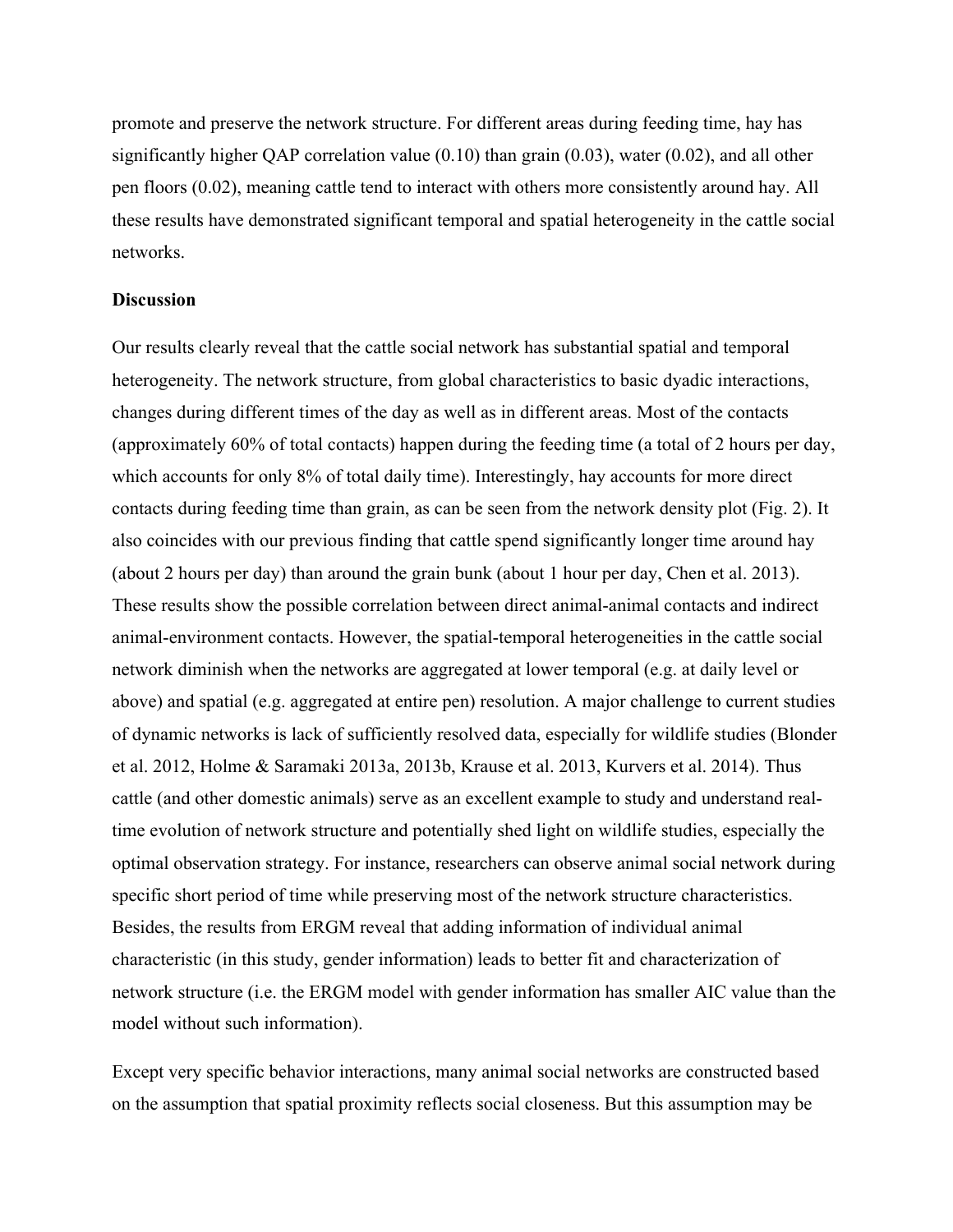promote and preserve the network structure. For different areas during feeding time, hay has significantly higher QAP correlation value (0.10) than grain (0.03), water (0.02), and all other pen floors (0.02), meaning cattle tend to interact with others more consistently around hay. All these results have demonstrated significant temporal and spatial heterogeneity in the cattle social networks.

**Discussion**

Our results clearly reveal that the cattle social network has substantial spatial and temporal heterogeneity. The network structure, from global characteristics to basic dyadic interactions, changes during different times of the day as well as in different areas. Most of the contacts (approximately 60% of total contacts) happen during the feeding time (a total of 2 hours per day, which accounts for only 8% of total daily time). Interestingly, hay accounts for more direct contacts during feeding time than grain, as can be seen from the network density plot (Fig. 2). It also coincides with our previous finding that cattle spend significantly longer time around hay (about 2 hours per day) than around the grain bunk (about 1 hour per day, Chen et al. 2013). These results show the possible correlation between direct animal-animal contacts and indirect animal-environment contacts. However, the spatial-temporal heterogeneities in the cattle social network diminish when the networks are aggregated at lower temporal (e.g. at daily level or above) and spatial (e.g. aggregated at entire pen) resolution. A major challenge to current studies of dynamic networks is lack of sufficiently resolved data, especially for wildlife studies (Blonder et al. 2012, Holme & Saramaki 2013a, 2013b, Krause et al. 2013, Kurvers et al. 2014). Thus cattle (and other domestic animals) serve as an excellent example to study and understand real-time evolution of network structure and potentially shed light on wildlife studies, especially the optimal observation strategy. For instance, researchers can observe animal social network during specific short period of time while preserving most of the network structure characteristics. Besides, the results from ERGM reveal that adding information of individual animal characteristic (in this study, gender information) leads to better fit and characterization of network structure (i.e. the ERGM model with gender information has smaller AIC value than the model without such information).

Except very specific behavior interactions, many animal social networks are constructed based on the assumption that spatial proximity reflects social closeness. But this assumption may be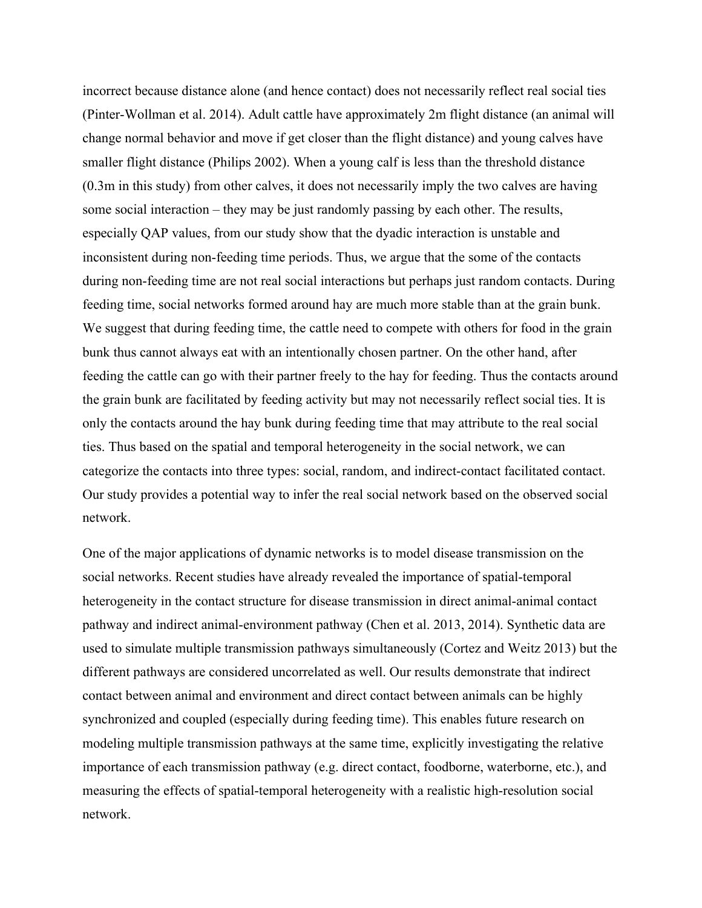incorrect because distance alone (and hence contact) does not necessarily reflect real social ties (Pinter-Wollman et al. 2014). Adult cattle have approximately 2m flight distance (an animal will change normal behavior and move if get closer than the flight distance) and young calves have smaller flight distance (Philips 2002). When a young calf is less than the threshold distance (0.3m in this study) from other calves, it does not necessarily imply the two calves are having some social interaction – they may be just randomly passing by each other. The results, especially QAP values, from our study show that the dyadic interaction is unstable and inconsistent during non-feeding time periods. Thus, we argue that the some of the contacts during non-feeding time are not real social interactions but perhaps just random contacts. During feeding time, social networks formed around hay are much more stable than at the grain bunk. We suggest that during feeding time, the cattle need to compete with others for food in the grain bunk thus cannot always eat with an intentionally chosen partner. On the other hand, after feeding the cattle can go with their partner freely to the hay for feeding. Thus the contacts around the grain bunk are facilitated by feeding activity but may not necessarily reflect social ties. It is only the contacts around the hay bunk during feeding time that may attribute to the real social ties. Thus based on the spatial and temporal heterogeneity in the social network, we can categorize the contacts into three types: social, random, and indirect-contact facilitated contact. Our study provides a potential way to infer the real social network based on the observed social network.

One of the major applications of dynamic networks is to model disease transmission on the social networks. Recent studies have already revealed the importance of spatial-temporal heterogeneity in the contact structure for disease transmission in direct animal-animal contact pathway and indirect animal-environment pathway (Chen et al. 2013, 2014). Synthetic data are used to simulate multiple transmission pathways simultaneously (Cortez and Weitz 2013) but the different pathways are considered uncorrelated as well. Our results demonstrate that indirect contact between animal and environment and direct contact between animals can be highly synchronized and coupled (especially during feeding time). This enables future research on modeling multiple transmission pathways at the same time, explicitly investigating the relative importance of each transmission pathway (e.g. direct contact, foodborne, waterborne, etc.), and measuring the effects of spatial-temporal heterogeneity with a realistic high-resolution social network.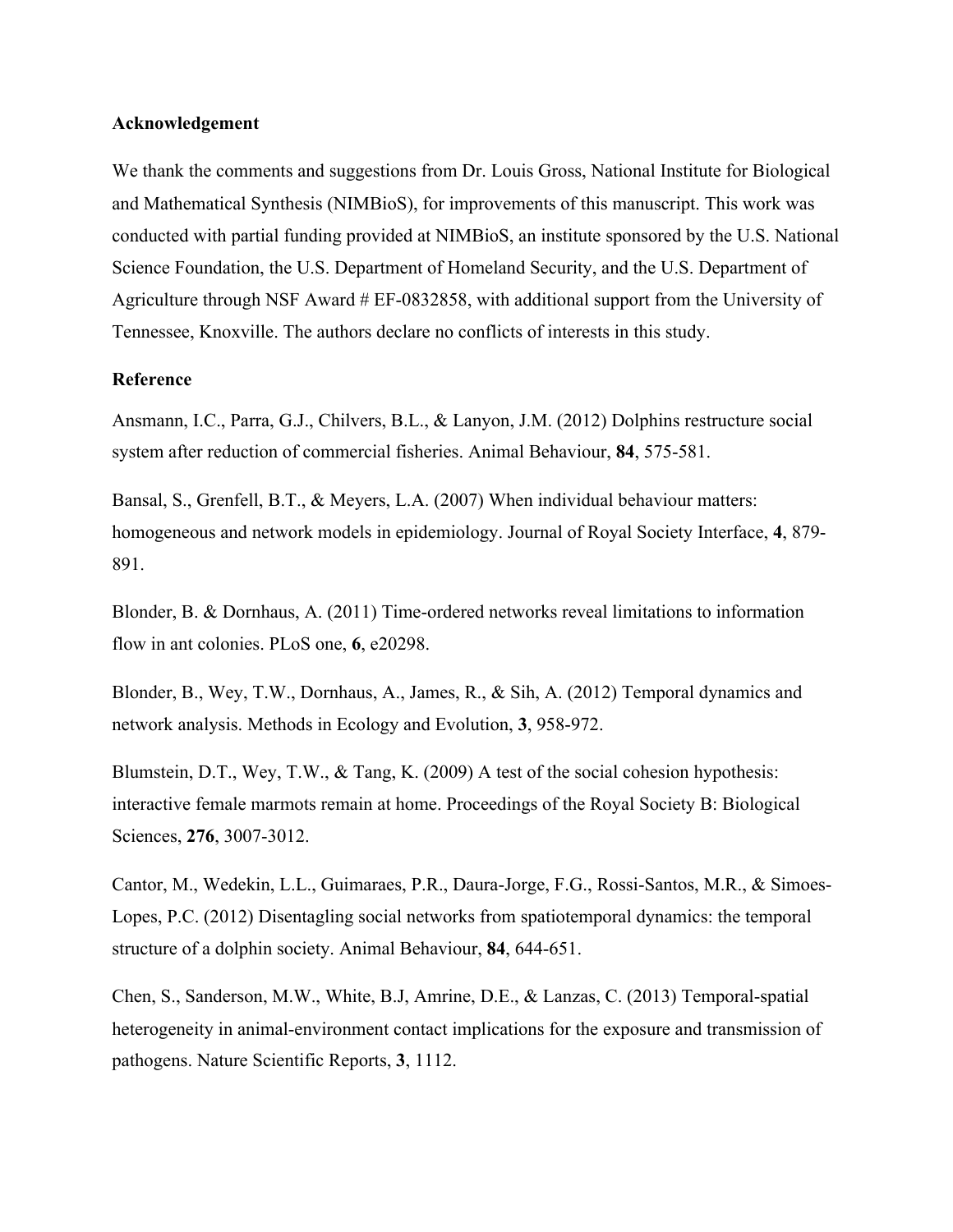**Acknowledgement**

We thank the comments and suggestions from Dr. Louis Gross, National Institute for Biological and Mathematical Synthesis (NIMBioS), for improvements of this manuscript. This work was conducted with partial funding provided at NIMBioS, an institute sponsored by the U.S. National Science Foundation, the U.S. Department of Homeland Security, and the U.S. Department of Agriculture through NSF Award # EF-0832858, with additional support from the University of Tennessee, Knoxville. The authors declare no conflicts of interests in this study.

**Reference**

Ansmann, I.C., Parra, G.J., Chilvers, B.L., & Lanyon, J.M. (2012) Dolphins restructure social system after reduction of commercial fisheries. Animal Behaviour, **84**, 575-581.

Bansal, S., Grenfell, B.T., & Meyers, L.A. (2007) When individual behaviour matters: homogeneous and network models in epidemiology. Journal of Royal Society Interface, **4**, 879-891.

Blonder, B. & Dornhaus, A. (2011) Time-ordered networks reveal limitations to information flow in ant colonies. PLoS one, **6**, e20298.

Blonder, B., Wey, T.W., Dornhaus, A., James, R., & Sih, A. (2012) Temporal dynamics and network analysis. Methods in Ecology and Evolution, **3**, 958-972.

Blumstein, D.T., Wey, T.W., & Tang, K. (2009) A test of the social cohesion hypothesis: interactive female marmots remain at home. Proceedings of the Royal Society B: Biological Sciences, **276**, 3007-3012.

Cantor, M., Wedekin, L.L., Guimaraes, P.R., Daura-Jorge, F.G., Rossi-Santos, M.R., & Simoes-Lopes, P.C. (2012) Disentagling social networks from spatiotemporal dynamics: the temporal structure of a dolphin society. Animal Behaviour, **84**, 644-651.

Chen, S., Sanderson, M.W., White, B.J, Amrine, D.E., & Lanzas, C. (2013) Temporal-spatial heterogeneity in animal-environment contact implications for the exposure and transmission of pathogens. Nature Scientific Reports, **3**, 1112.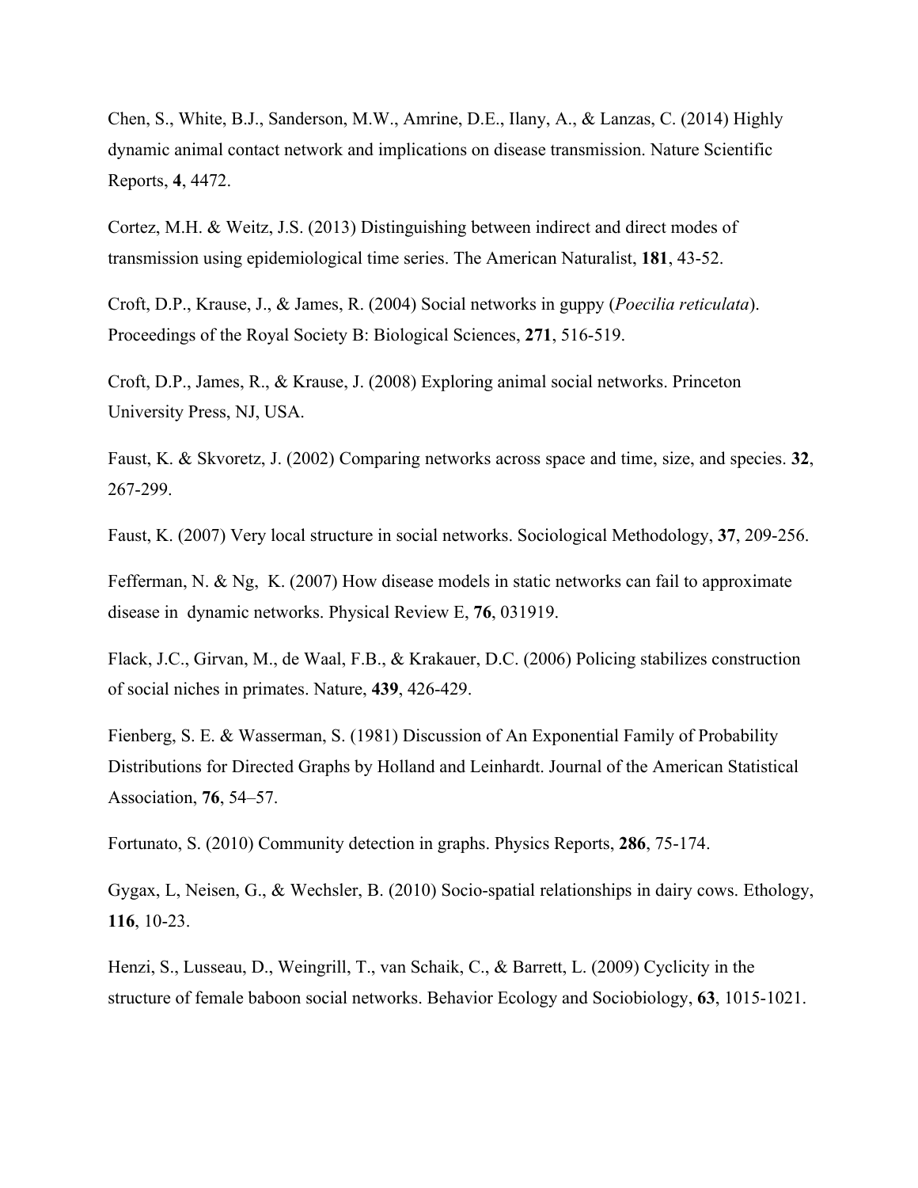Chen, S., White, B.J., Sanderson, M.W., Amrine, D.E., Ilany, A., & Lanzas, C. (2014) Highly dynamic animal contact network and implications on disease transmission. Nature Scientific Reports, **4**, 4472.

Cortez, M.H. & Weitz, J.S. (2013) Distinguishing between indirect and direct modes of transmission using epidemiological time series. The American Naturalist, **181**, 43-52.

Croft, D.P., Krause, J., & James, R. (2004) Social networks in guppy (*Poecilia reticulata*). Proceedings of the Royal Society B: Biological Sciences, **271**, 516-519.

Croft, D.P., James, R., & Krause, J. (2008) Exploring animal social networks. Princeton University Press, NJ, USA.

Faust, K. & Skvoretz, J. (2002) Comparing networks across space and time, size, and species. **32**, 267-299.

Faust, K. (2007) Very local structure in social networks. Sociological Methodology, **37**, 209-256.

Fefferman, N. & Ng, K. (2007) How disease models in static networks can fail to approximate disease in dynamic networks. Physical Review E, **76**, 031919.

Flack, J.C., Girvan, M., de Waal, F.B., & Krakauer, D.C. (2006) Policing stabilizes construction of social niches in primates. Nature, **439**, 426-429.

Fienberg, S. E. & Wasserman, S. (1981) Discussion of An Exponential Family of Probability Distributions for Directed Graphs by Holland and Leinhardt. Journal of the American Statistical Association, **76**, 54–57.

Fortunato, S. (2010) Community detection in graphs. Physics Reports, **286**, 75-174.

Gygax, L, Neisen, G., & Wechsler, B. (2010) Socio-spatial relationships in dairy cows. Ethology, **116**, 10-23.

Henzi, S., Lusseau, D., Weingrill, T., van Schaik, C., & Barrett, L. (2009) Cyclicity in the structure of female baboon social networks. Behavior Ecology and Sociobiology, **63**, 1015-1021.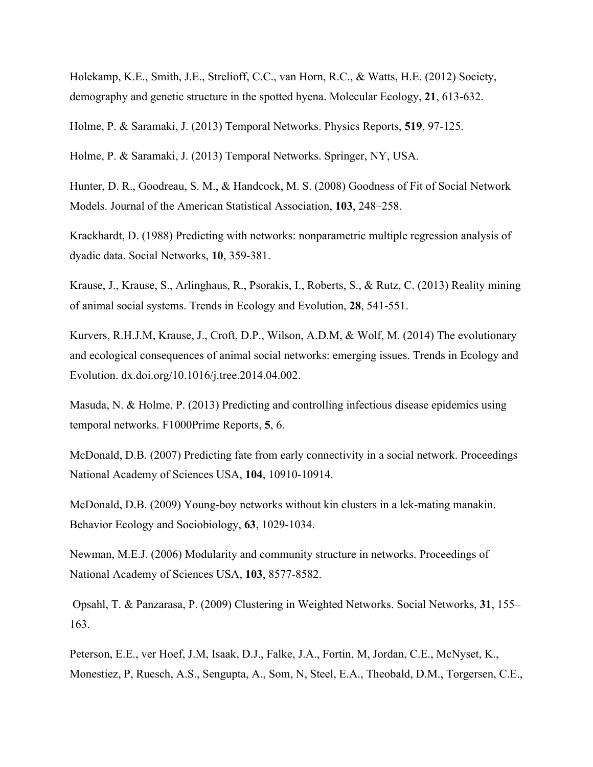Holekamp, K.E., Smith, J.E., Strelioff, C.C., van Horn, R.C., & Watts, H.E. (2012) Society, demography and genetic structure in the spotted hyena. Molecular Ecology, **21**, 613-632.

Holme, P. & Saramaki, J. (2013) Temporal Networks. Physics Reports, **519**, 97-125.

Holme, P. & Saramaki, J. (2013) Temporal Networks. Springer, NY, USA.

Hunter, D. R., Goodreau, S. M., & Handcock, M. S. (2008) Goodness of Fit of Social Network Models. Journal of the American Statistical Association, **103**, 248–258.

Krackhardt, D. (1988) Predicting with networks: nonparametric multiple regression analysis of dyadic data. Social Networks, **10**, 359-381.

Krause, J., Krause, S., Arlinghaus, R., Psorakis, I., Roberts, S., & Rutz, C. (2013) Reality mining of animal social systems. Trends in Ecology and Evolution, **28**, 541-551.

Kurvers, R.H.J.M, Krause, J., Croft, D.P., Wilson, A.D.M, & Wolf, M. (2014) The evolutionary and ecological consequences of animal social networks: emerging issues. Trends in Ecology and Evolution. dx.doi.org/10.1016/j.tree.2014.04.002.

Masuda, N. & Holme, P. (2013) Predicting and controlling infectious disease epidemics using temporal networks. F1000Prime Reports, **5**, 6.

McDonald, D.B. (2007) Predicting fate from early connectivity in a social network. Proceedings National Academy of Sciences USA, **104**, 10910-10914.

McDonald, D.B. (2009) Young-boy networks without kin clusters in a lek-mating manakin. Behavior Ecology and Sociobiology, **63**, 1029-1034.

Newman, M.E.J. (2006) Modularity and community structure in networks. Proceedings of National Academy of Sciences USA, **103**, 8577-8582.

Opsahl, T. & Panzarasa, P. (2009) Clustering in Weighted Networks. Social Networks, **31**, 155–163.

Peterson, E.E., ver Hoef, J.M, Isaak, D.J., Falke, J.A., Fortin, M, Jordan, C.E., McNyset, K., Monestiez, P, Ruesch, A.S., Sengupta, A., Som, N, Steel, E.A., Theobald, D.M., Torgersen, C.E.,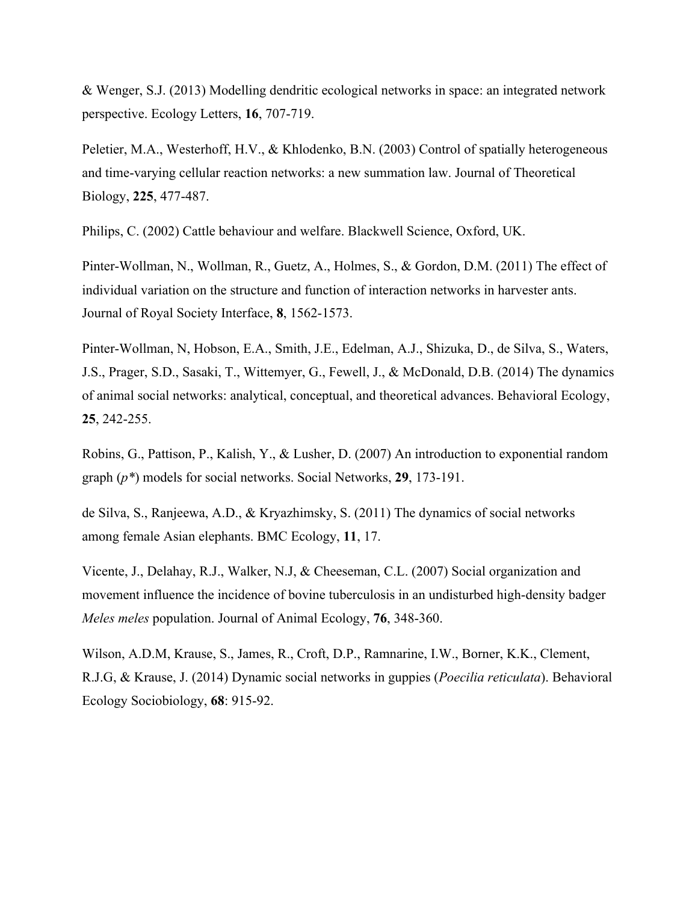& Wenger, S.J. (2013) Modelling dendritic ecological networks in space: an integrated network perspective. Ecology Letters, **16**, 707-719.

Peletier, M.A., Westerhoff, H.V., & Khlodenko, B.N. (2003) Control of spatially heterogeneous and time-varying cellular reaction networks: a new summation law. Journal of Theoretical Biology, **225**, 477-487.

Philips, C. (2002) Cattle behaviour and welfare. Blackwell Science, Oxford, UK.

Pinter-Wollman, N., Wollman, R., Guetz, A., Holmes, S., & Gordon, D.M. (2011) The effect of individual variation on the structure and function of interaction networks in harvester ants. Journal of Royal Society Interface, **8**, 1562-1573.

Pinter-Wollman, N, Hobson, E.A., Smith, J.E., Edelman, A.J., Shizuka, D., de Silva, S., Waters, J.S., Prager, S.D., Sasaki, T., Wittemyer, G., Fewell, J., & McDonald, D.B. (2014) The dynamics of animal social networks: analytical, conceptual, and theoretical advances. Behavioral Ecology, **25**, 242-255.

Robins, G., Pattison, P., Kalish, Y., & Lusher, D. (2007) An introduction to exponential random graph (*p**) models for social networks. Social Networks, **29**, 173-191.

de Silva, S., Ranjeewa, A.D., & Kryazhimsky, S. (2011) The dynamics of social networks among female Asian elephants. BMC Ecology, **11**, 17.

Vicente, J., Delahay, R.J., Walker, N.J, & Cheeseman, C.L. (2007) Social organization and movement influence the incidence of bovine tuberculosis in an undisturbed high-density badger *Meles meles* population. Journal of Animal Ecology, **76**, 348-360.

Wilson, A.D.M, Krause, S., James, R., Croft, D.P., Ramnarine, I.W., Borner, K.K., Clement, R.J.G, & Krause, J. (2014) Dynamic social networks in guppies (*Poecilia reticulata*). Behavioral Ecology Sociobiology, **68**: 915-92.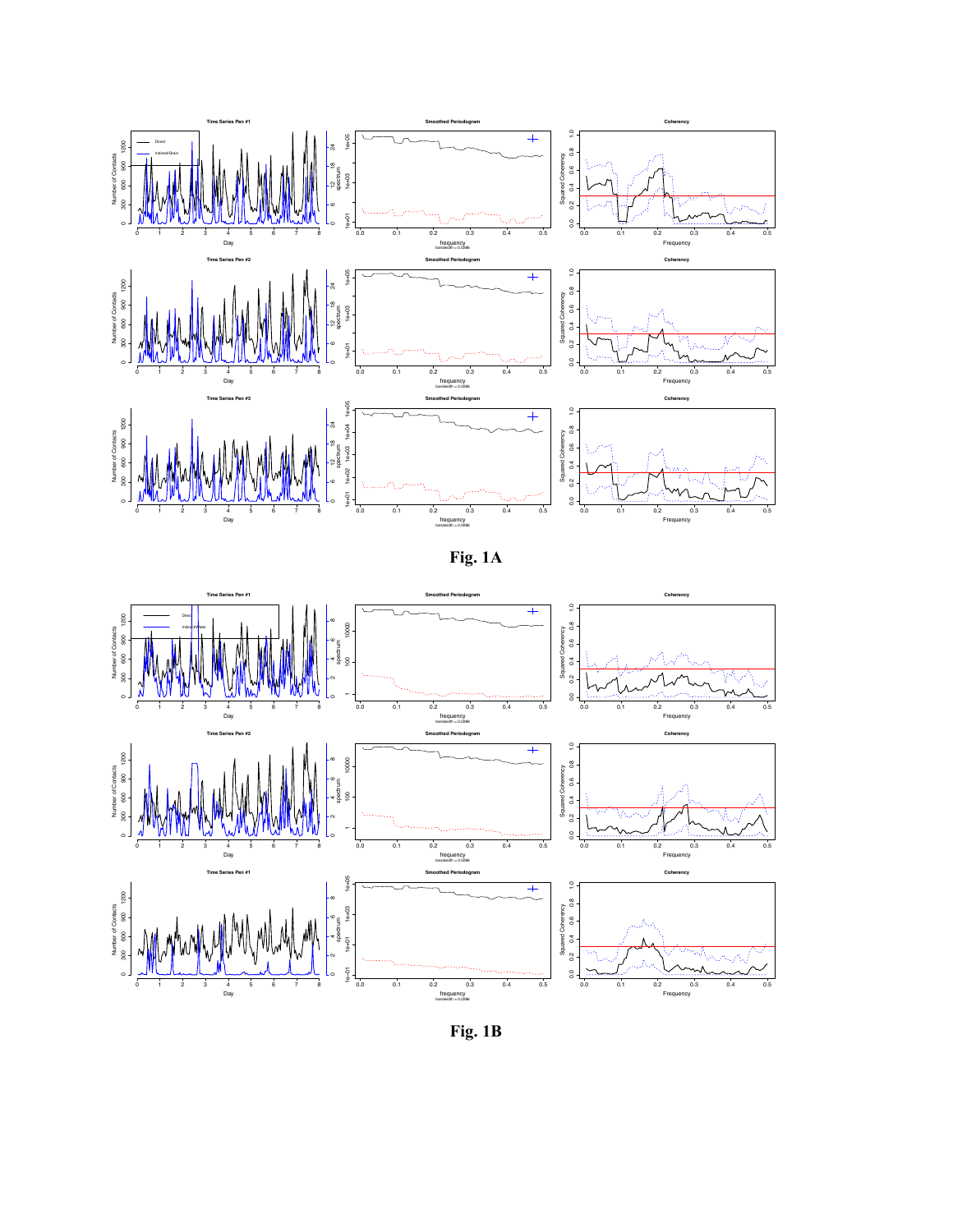Fig. 1A

Fig. 1B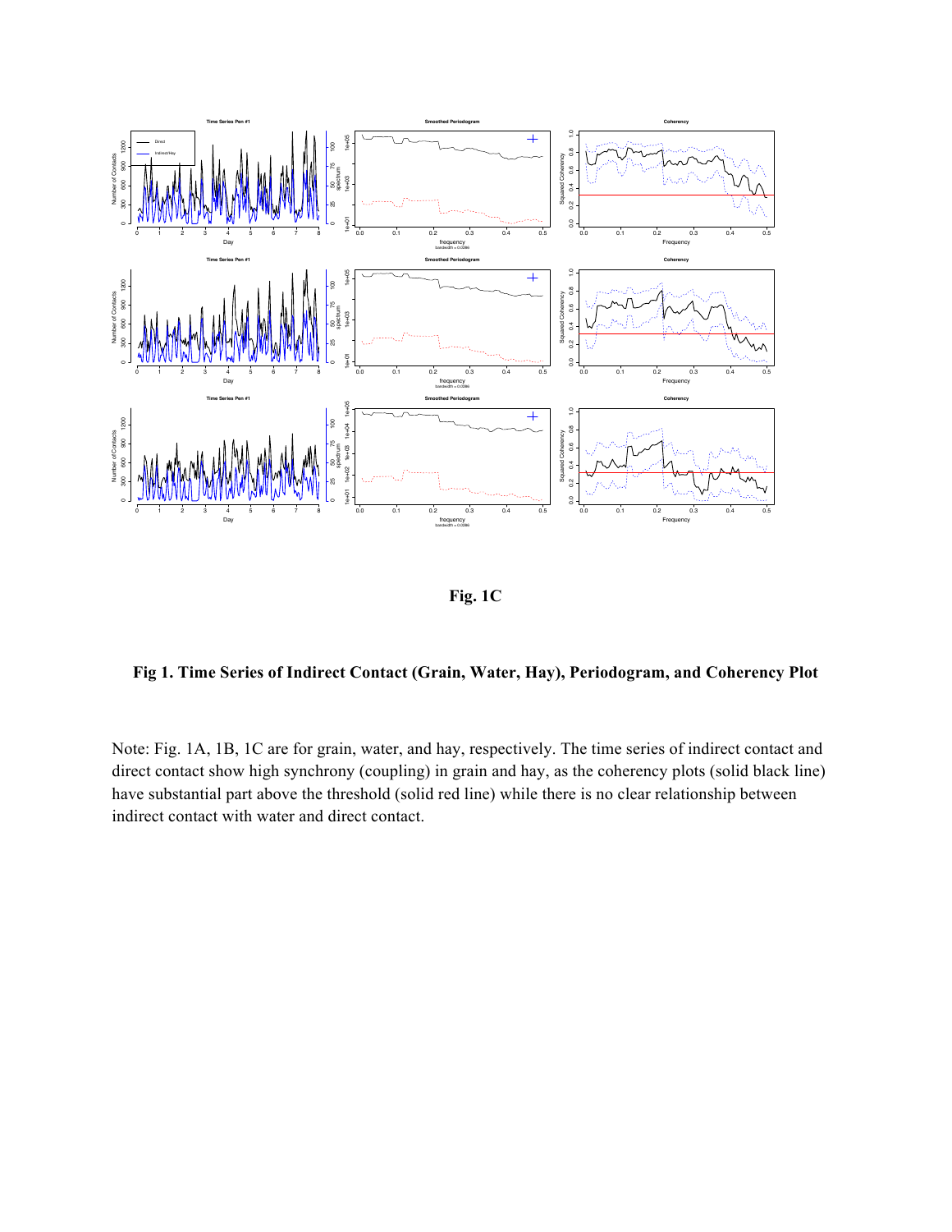**Fig. 1C**

**Fig 1. Time Series of Indirect Contact (Grain, Water, Hay), Periodogram, and Coherency Plot**

Note: Fig. 1A, 1B, 1C are for grain, water, and hay, respectively. The time series of indirect contact and direct contact show high synchrony (coupling) in grain and hay, as the coherency plots (solid black line) have substantial part above the threshold (solid red line) while there is no clear relationship between indirect contact with water and direct contact.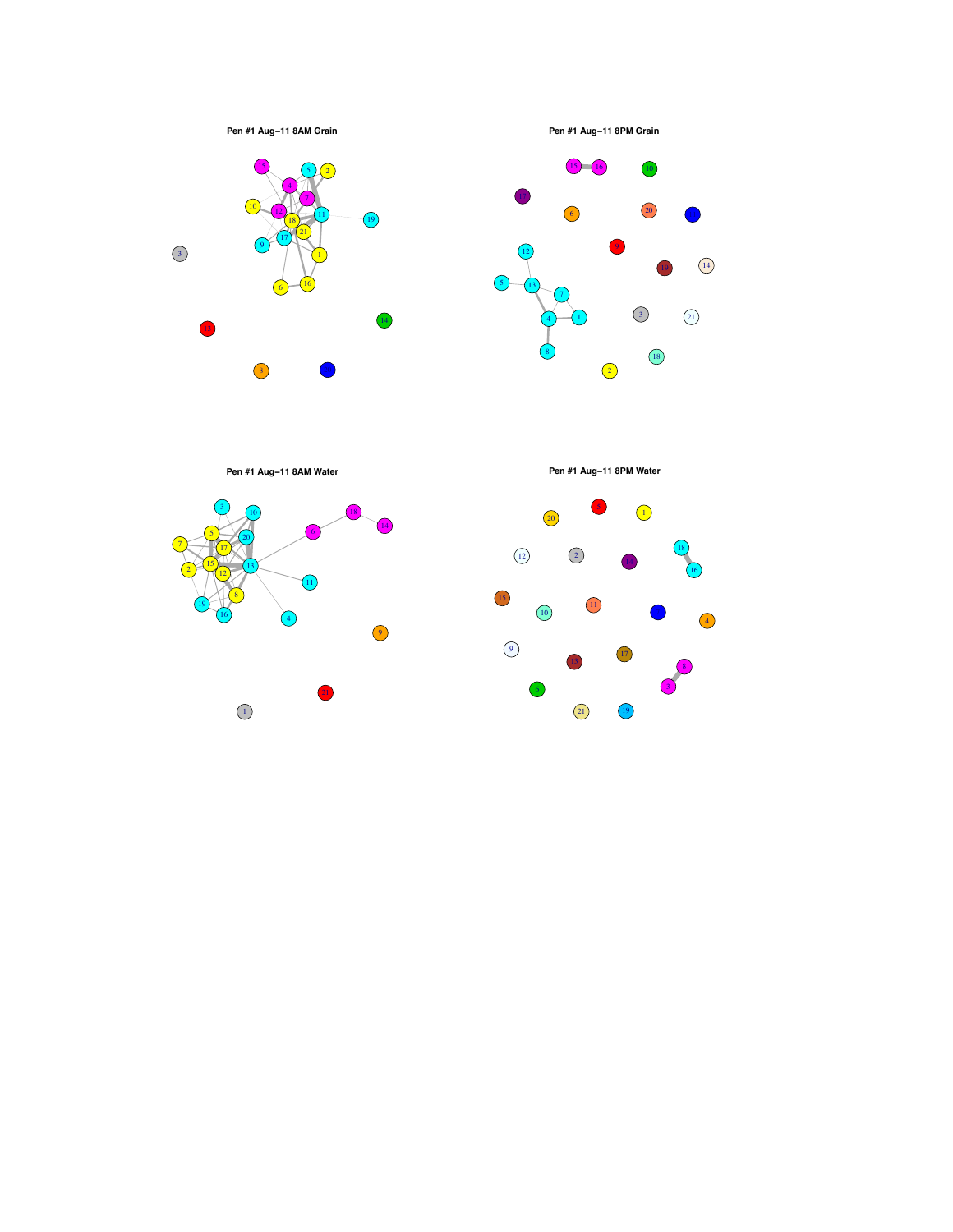**Pen #1 Aug−11 8AM Grain**

**Pen #1 Aug−11 8PM Grain**

**Pen #1 Aug−11 8AM Water**

**Pen #1 Aug−11 8PM Water**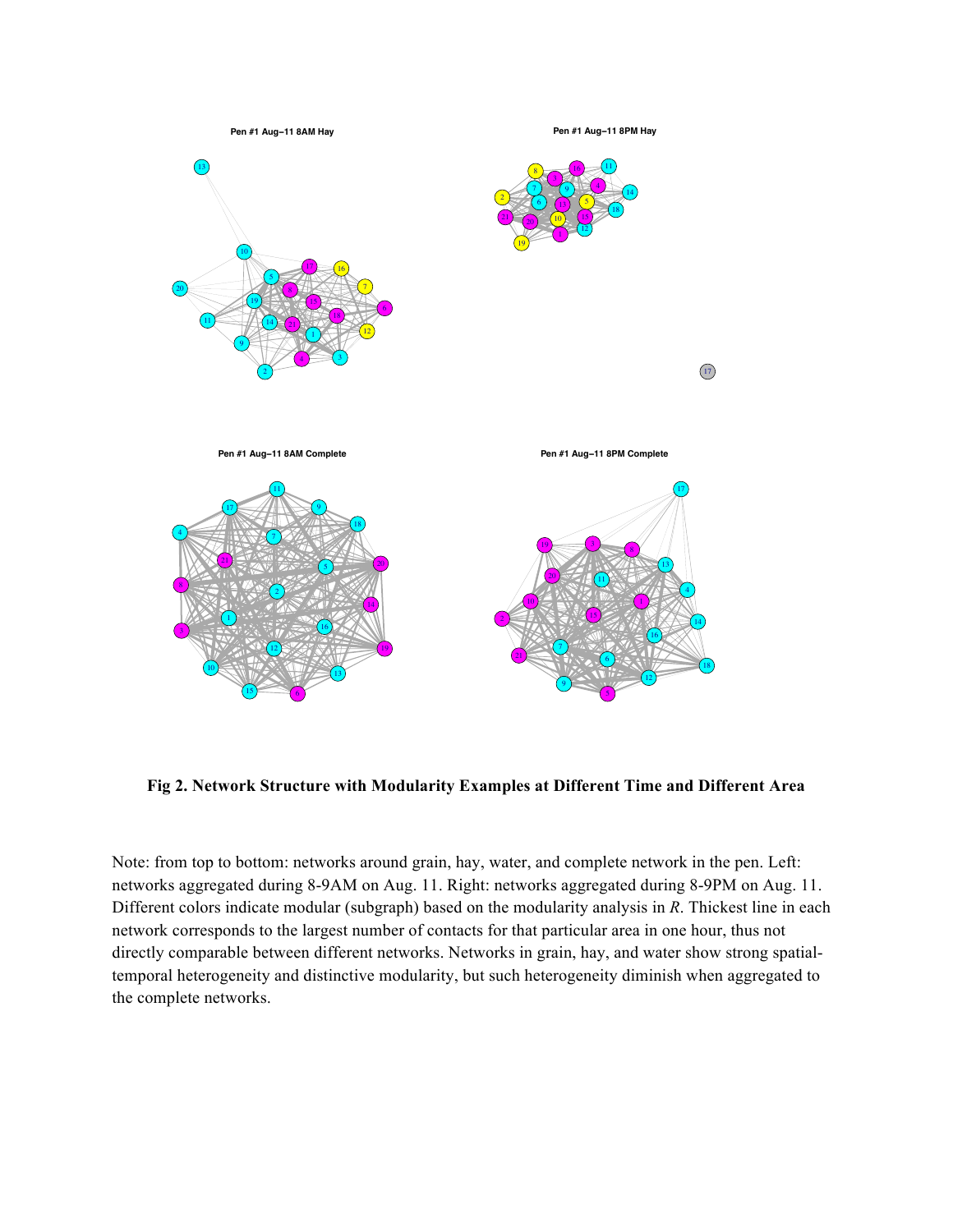**Fig 2. Network Structure with Modularity Examples at Different Time and Different Area**

Note: from top to bottom: networks around grain, hay, water, and complete network in the pen. Left: networks aggregated during 8-9AM on Aug. 11. Right: networks aggregated during 8-9PM on Aug. 11. Different colors indicate modular (subgraph) based on the modularity analysis in *R*. Thickest line in each network corresponds to the largest number of contacts for that particular area in one hour, thus not directly comparable between different networks. Networks in grain, hay, and water show strong spatial-temporal heterogeneity and distinctive modularity, but such heterogeneity diminish when aggregated to the complete networks.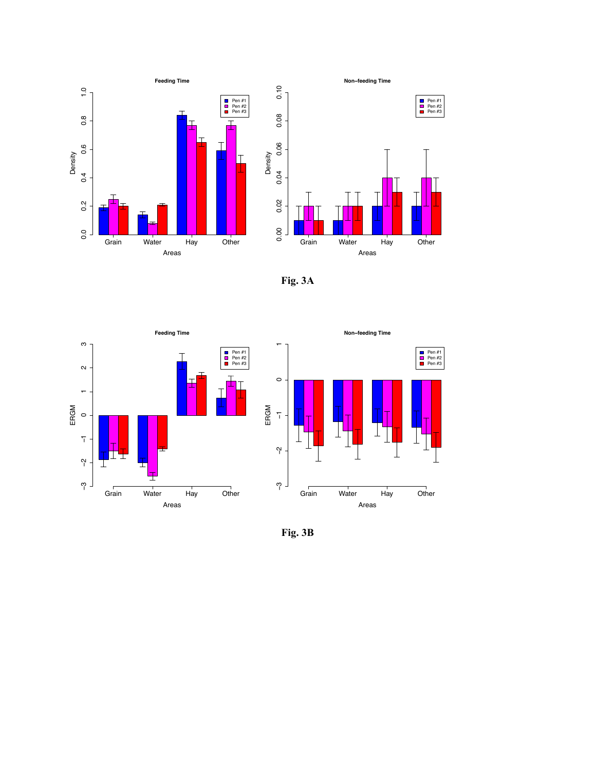**Fig. 3A**

**Fig. 3B**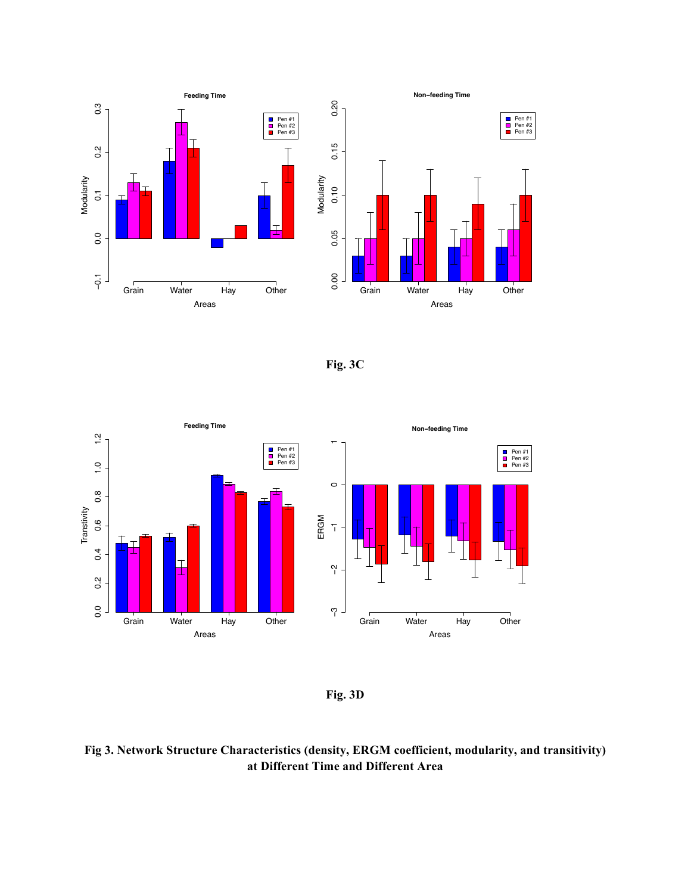Fig. 3C

Fig. 3D

**Fig 3. Network Structure Characteristics (density, ERGM coefficient, modularity, and transitivity) at Different Time and Different Area**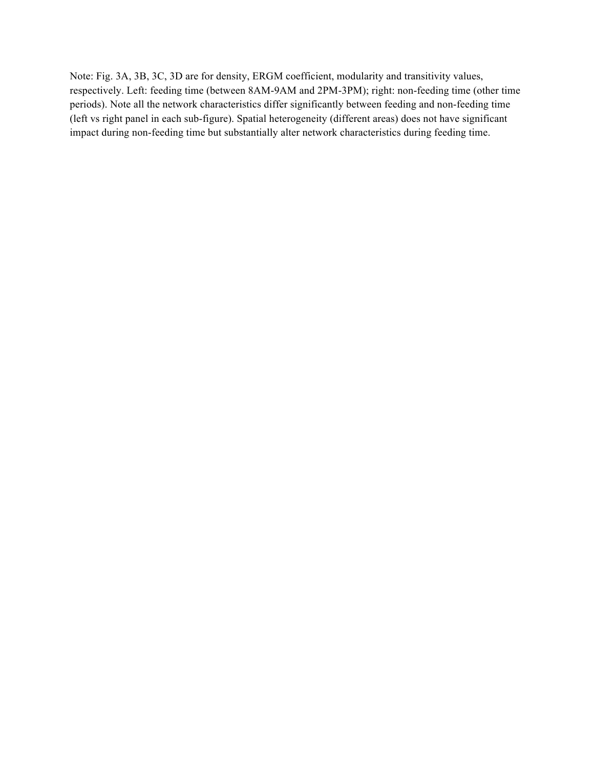Note: Fig. 3A, 3B, 3C, 3D are for density, ERGM coefficient, modularity and transitivity values, respectively. Left: feeding time (between 8AM-9AM and 2PM-3PM); right: non-feeding time (other time periods). Note all the network characteristics differ significantly between feeding and non-feeding time (left vs right panel in each sub-figure). Spatial heterogeneity (different areas) does not have significant impact during non-feeding time but substantially alter network characteristics during feeding time.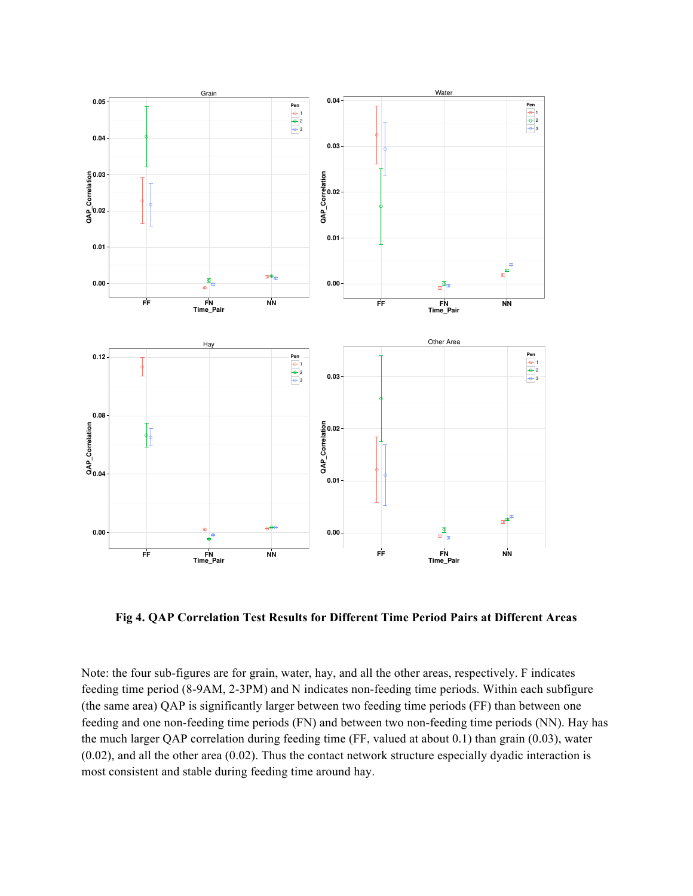Grain

Pen
1
2
3

0.05
0.04
0.03
0.02
0.01
0.00

QAP_Correlation

FF
FN
NN
Time_Pair

Water

Pen
1
2
3

0.04
0.03
0.02
0.01
0.00

QAP_Correlation

FF
FN
NN
Time_Pair

Hay

Pen
1
2
3

0.12
0.08
0.04
0.00

QAP_Correlation

FF
FN
NN
Time_Pair

Other Area

Pen
1
2
3

0.03
0.02
0.01
0.00

QAP_Correlation

FF
FN
NN
Time_Pair

**Fig 4. QAP Correlation Test Results for Different Time Period Pairs at Different Areas**

Note: the four sub-figures are for grain, water, hay, and all the other areas, respectively. F indicates feeding time period (8-9AM, 2-3PM) and N indicates non-feeding time periods. Within each subfigure (the same area) QAP is significantly larger between two feeding time periods (FF) than between one feeding and one non-feeding time periods (FN) and between two non-feeding time periods (NN). Hay has the much larger QAP correlation during feeding time (FF, valued at about 0.1) than grain (0.03), water (0.02), and all the other area (0.02). Thus the contact network structure especially dyadic interaction is most consistent and stable during feeding time around hay.